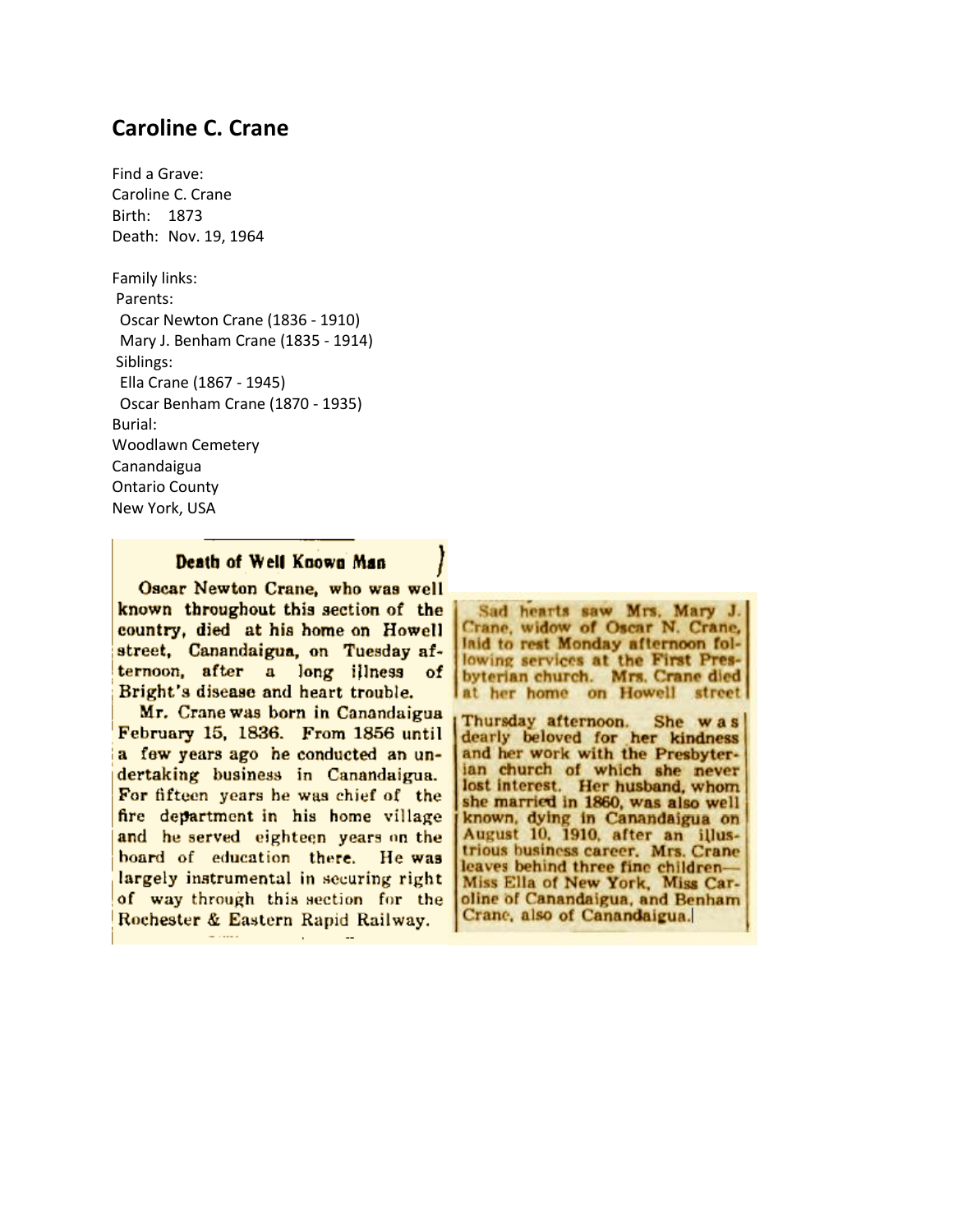# Caroline C. Crane

Find a Grave:
Caroline C. Crane
Birth: 1873
Death: Nov. 19, 1964

Family links:
Parents:
Oscar Newton Crane (1836 - 1910)
Mary J. Benham Crane (1835 - 1914)
Siblings:
Ella Crane (1867 - 1945)
Oscar Benham Crane (1870 - 1935)
Burial:
Woodlawn Cemetery
Canandaigua
Ontario County
New York, USA

### Death of Well Known Man

Oscar Newton Crane, who was well known throughout this section of the country, died at his home on Howell street, Canandaigua, on Tuesday afternoon, after a long illness of Bright's disease and heart trouble.

Mr. Crane was born in Canandaigua February 15, 1836. From 1856 until a few years ago he conducted an undertaking business in Canandaigua. For fifteen years he was chief of the fire department in his home village and he served eighteen years on the board of education there. He was largely instrumental in securing right of way through this section for the Rochester & Eastern Rapid Railway.

Sad hearts saw Mrs. Mary J. Crane, widow of Oscar N. Crane, laid to rest Monday afternoon following services at the First Presbyterian church. Mrs. Crane died at her home on Howell street Thursday afternoon. She was dearly beloved for her kindness and her work with the Presbyterian church of which she never lost interest. Her husband, whom she married in 1860, was also well known, dying in Canandaigua on August 10, 1910, after an illustrious business career. Mrs. Crane leaves behind three fine children—Miss Ella of New York, Miss Caroline of Canandaigua, and Benham Crane, also of Canandaigua.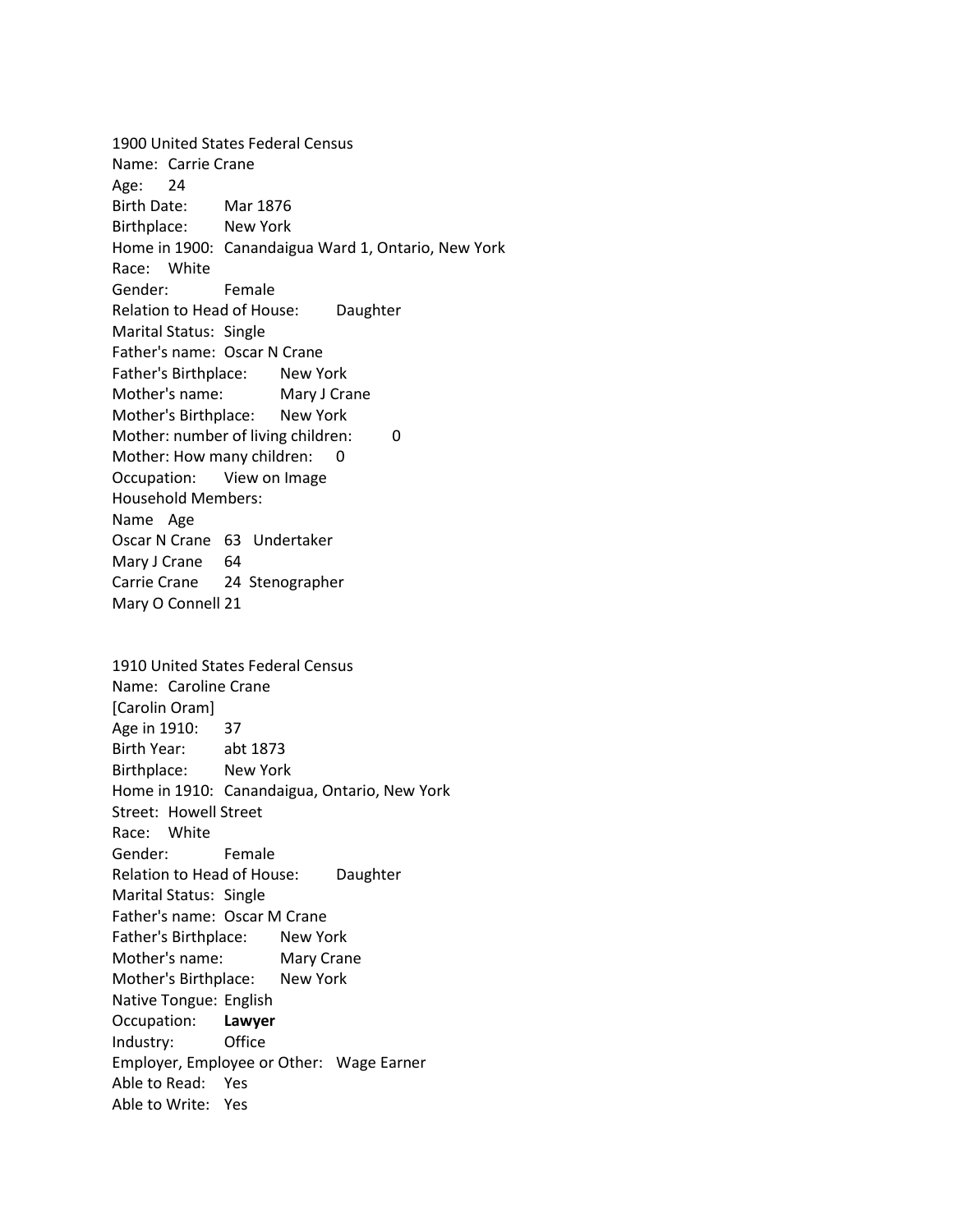1900 United States Federal Census
Name: Carrie Crane
Age: 24
Birth Date: Mar 1876
Birthplace: New York
Home in 1900: Canandaigua Ward 1, Ontario, New York
Race: White
Gender: Female
Relation to Head of House: Daughter
Marital Status: Single
Father's name: Oscar N Crane
Father's Birthplace: New York
Mother's name: Mary J Crane
Mother's Birthplace: New York
Mother: number of living children: 0
Mother: How many children: 0
Occupation: View on Image
Household Members:
Name Age
Oscar N Crane 63 Undertaker
Mary J Crane 64
Carrie Crane 24 Stenographer
Mary O Connell 21

1910 United States Federal Census
Name: Caroline Crane
[Carolin Oram]
Age in 1910: 37
Birth Year: abt 1873
Birthplace: New York
Home in 1910: Canandaigua, Ontario, New York
Street: Howell Street
Race: White
Gender: Female
Relation to Head of House: Daughter
Marital Status: Single
Father's name: Oscar M Crane
Father's Birthplace: New York
Mother's name: Mary Crane
Mother's Birthplace: New York
Native Tongue: English
Occupation: **Lawyer**
Industry: Office
Employer, Employee or Other: Wage Earner
Able to Read: Yes
Able to Write: Yes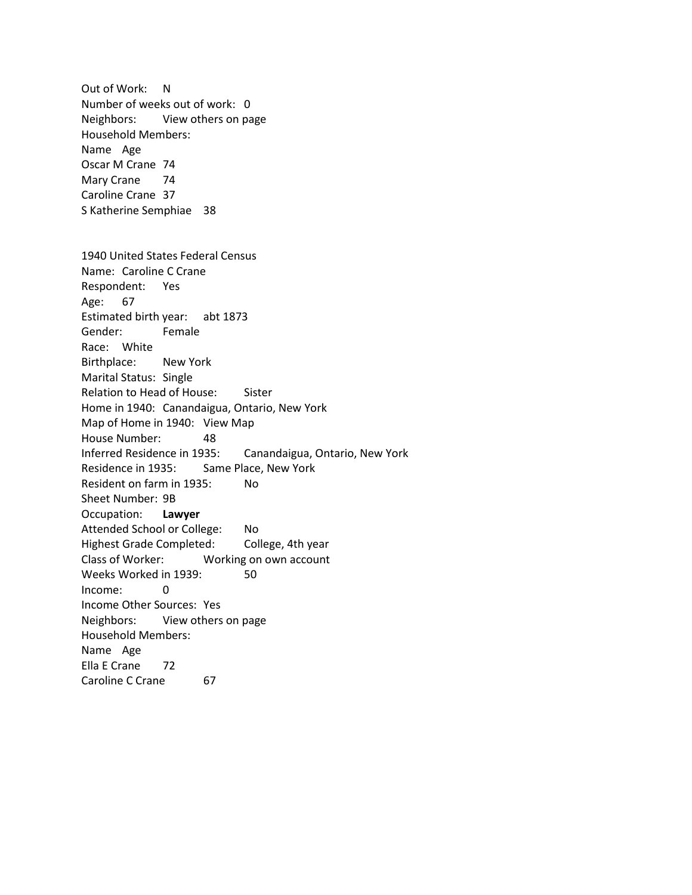Out of Work: N
Number of weeks out of work: 0
Neighbors: View others on page
Household Members:

| Name | Age |
|---|---|
| Oscar M Crane | 74 |
| Mary Crane | 74 |
| Caroline Crane | 37 |
| S Katherine Semphiae | 38 |

1940 United States Federal Census
Name: Caroline C Crane
Respondent: Yes
Age: 67
Estimated birth year: abt 1873
Gender: Female
Race: White
Birthplace: New York
Marital Status: Single
Relation to Head of House: Sister
Home in 1940: Canandaigua, Ontario, New York
Map of Home in 1940: View Map
House Number: 48
Inferred Residence in 1935: Canandaigua, Ontario, New York
Residence in 1935: Same Place, New York
Resident on farm in 1935: No
Sheet Number: 9B
Occupation: **Lawyer**
Attended School or College: No
Highest Grade Completed: College, 4th year
Class of Worker: Working on own account
Weeks Worked in 1939: 50
Income: 0
Income Other Sources: Yes
Neighbors: View others on page
Household Members:

| Name | Age |
|---|---|
| Ella E Crane | 72 |
| Caroline C Crane | 67 |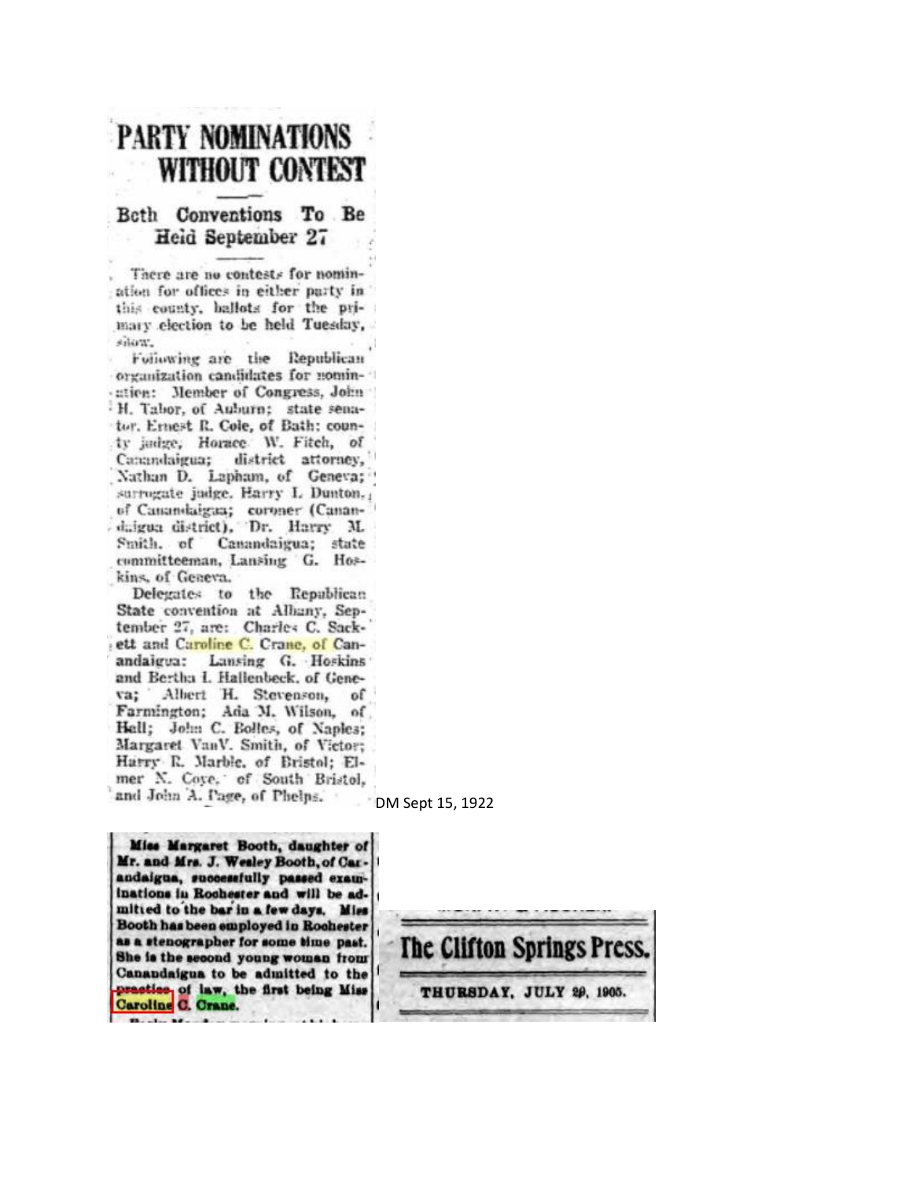# PARTY NOMINATIONS WITHOUT CONTEST

## Both Conventions To Be Held September 27

There are no contests for nomination for offices in either party in this county, ballots for the primary election to be held Tuesday, show.

Following are the Republican organization candidates for nomination: Member of Congress, John H. Tabor, of Auburn; state senator, Ernest R. Cole, of Bath; county judge, Horace W. Fitch, of Canandaigua; district attorney, Nathan D. Lapham, of Geneva; surrogate judge, Harry L. Dunton, of Canandaigua; coroner (Canandaigua district), Dr. Harry M. Smith, of Canandaigua; state committeeman, Lansing G. Hoskins, of Geneva.

Delegates to the Republican State convention at Albany, September 27, are: Charles C. Sackett and Caroline C. Crane, of Canandaigua; Lansing G. Hoskins and Bertha I. Hallenbeck, of Geneva; Albert H. Stevenson, of Farmington; Ada M. Wilson, of Hall; John C. Bolles, of Naples; Margaret VanV. Smith, of Victor; Harry R. Marble, of Bristol; Elmer N. Coye, of South Bristol, and John A. Page, of Phelps.

DM Sept 15, 1922

**Miss Margaret Booth, daughter of Mr. and Mrs. J. Wesley Booth, of Canandaigua, successfully passed examinations in Rochester and will be admitted to the bar in a few days. Miss Booth has been employed in Rochester as a stenographer for some time past. She is the second young woman from Canandaigua to be admitted to the practice of law, the first being Miss Caroline C. Crane.**

**The Clifton Springs Press.**

THURSDAY, JULY 20, 1905.